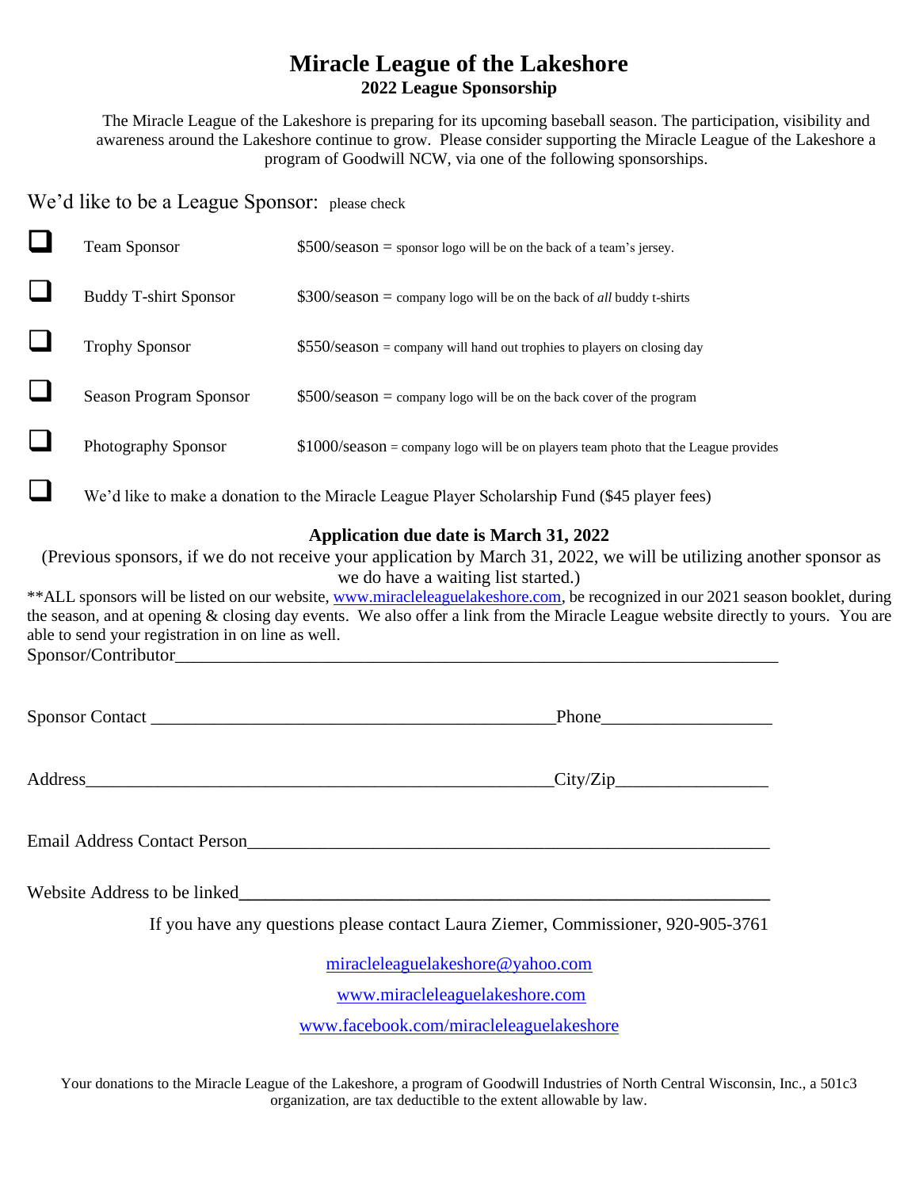# Miracle League of the Lakeshore

## 2022 League Sponsorship

The Miracle League of the Lakeshore is preparing for its upcoming baseball season. The participation, visibility and awareness around the Lakeshore continue to grow. Please consider supporting the Miracle League of the Lakeshore a program of Goodwill NCW, via one of the following sponsorships.

We'd like to be a League Sponsor: please check

- ☐ Team Sponsor — $500/season = sponsor logo will be on the back of a team's jersey.
- ☐ Buddy T-shirt Sponsor — $300/season = company logo will be on the back of *all* buddy t-shirts
- ☐ Trophy Sponsor — $550/season = company will hand out trophies to players on closing day
- ☐ Season Program Sponsor — $500/season = company logo will be on the back cover of the program
- ☐ Photography Sponsor — $1000/season = company logo will be on players team photo that the League provides
- ☐ We'd like to make a donation to the Miracle League Player Scholarship Fund ($45 player fees)

**Application due date is March 31, 2022**

(Previous sponsors, if we do not receive your application by March 31, 2022, we will be utilizing another sponsor as we do have a waiting list started.)

**ALL sponsors will be listed on our website, www.miracleleaguelakeshore.com, be recognized in our 2021 season booklet, during the season, and at opening & closing day events. We also offer a link from the Miracle League website directly to yours. You are able to send your registration in on line as well.

Sponsor/Contributor_______________________________________________________________________

Sponsor Contact _______________________________________________Phone___________________

Address_______________________________________________________City/Zip_________________

Email Address Contact Person____________________________________________________________

Website Address to be linked____________________________________________________________

If you have any questions please contact Laura Ziemer, Commissioner, 920-905-3761

miracleleaguelakeshore@yahoo.com

www.miracleleaguelakeshore.com

www.facebook.com/miracleleaguelakeshore

Your donations to the Miracle League of the Lakeshore, a program of Goodwill Industries of North Central Wisconsin, Inc., a 501c3 organization, are tax deductible to the extent allowable by law.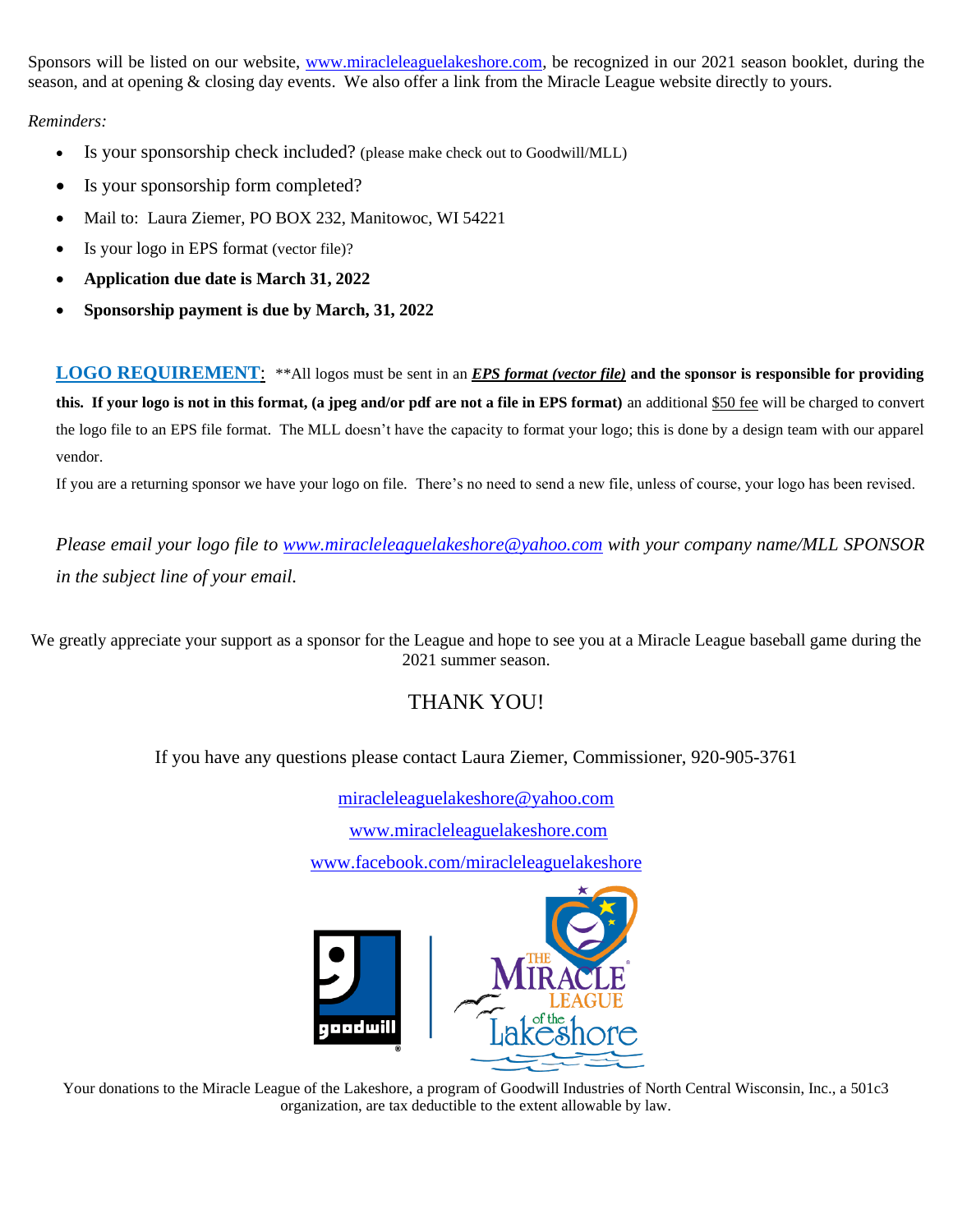Sponsors will be listed on our website, www.miracleleaguelakeshore.com, be recognized in our 2021 season booklet, during the season, and at opening & closing day events. We also offer a link from the Miracle League website directly to yours.

*Reminders:*

- Is your sponsorship check included? (please make check out to Goodwill/MLL)
- Is your sponsorship form completed?
- Mail to: Laura Ziemer, PO BOX 232, Manitowoc, WI 54221
- Is your logo in EPS format (vector file)?
- **Application due date is March 31, 2022**
- **Sponsorship payment is due by March, 31, 2022**

**LOGO REQUIREMENT**: **All logos must be sent in an ***EPS format (vector file)*** **and the sponsor is responsible for providing this. If your logo is not in this format, (a jpeg and/or pdf are not a file in EPS format)** an additional $50 fee will be charged to convert the logo file to an EPS file format. The MLL doesn't have the capacity to format your logo; this is done by a design team with our apparel vendor.

If you are a returning sponsor we have your logo on file. There's no need to send a new file, unless of course, your logo has been revised.

*Please email your logo file to www.miracleleaguelakeshore@yahoo.com with your company name/MLL SPONSOR in the subject line of your email.*

We greatly appreciate your support as a sponsor for the League and hope to see you at a Miracle League baseball game during the 2021 summer season.

THANK YOU!

If you have any questions please contact Laura Ziemer, Commissioner, 920-905-3761

miracleleaguelakeshore@yahoo.com

www.miracleleaguelakeshore.com

www.facebook.com/miracleleaguelakeshore

goodwill

THE MIRACLE LEAGUE of the Lakeshore

Your donations to the Miracle League of the Lakeshore, a program of Goodwill Industries of North Central Wisconsin, Inc., a 501c3 organization, are tax deductible to the extent allowable by law.